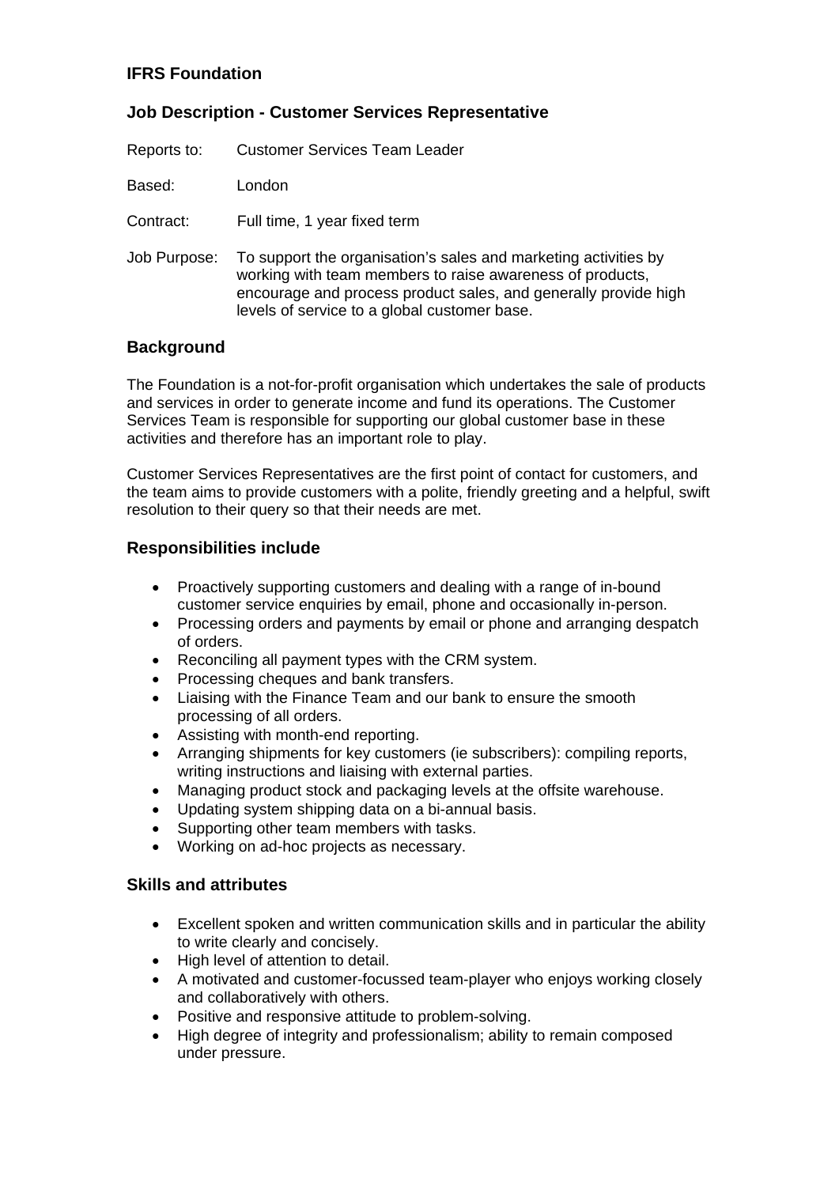# IFRS Foundation

## Job Description - Customer Services Representative

Reports to: Customer Services Team Leader

Based: London

Contract: Full time, 1 year fixed term

Job Purpose: To support the organisation's sales and marketing activities by working with team members to raise awareness of products, encourage and process product sales, and generally provide high levels of service to a global customer base.

## Background

The Foundation is a not-for-profit organisation which undertakes the sale of products and services in order to generate income and fund its operations. The Customer Services Team is responsible for supporting our global customer base in these activities and therefore has an important role to play.

Customer Services Representatives are the first point of contact for customers, and the team aims to provide customers with a polite, friendly greeting and a helpful, swift resolution to their query so that their needs are met.

## Responsibilities include

- Proactively supporting customers and dealing with a range of in-bound customer service enquiries by email, phone and occasionally in-person.
- Processing orders and payments by email or phone and arranging despatch of orders.
- Reconciling all payment types with the CRM system.
- Processing cheques and bank transfers.
- Liaising with the Finance Team and our bank to ensure the smooth processing of all orders.
- Assisting with month-end reporting.
- Arranging shipments for key customers (ie subscribers): compiling reports, writing instructions and liaising with external parties.
- Managing product stock and packaging levels at the offsite warehouse.
- Updating system shipping data on a bi-annual basis.
- Supporting other team members with tasks.
- Working on ad-hoc projects as necessary.

## Skills and attributes

- Excellent spoken and written communication skills and in particular the ability to write clearly and concisely.
- High level of attention to detail.
- A motivated and customer-focussed team-player who enjoys working closely and collaboratively with others.
- Positive and responsive attitude to problem-solving.
- High degree of integrity and professionalism; ability to remain composed under pressure.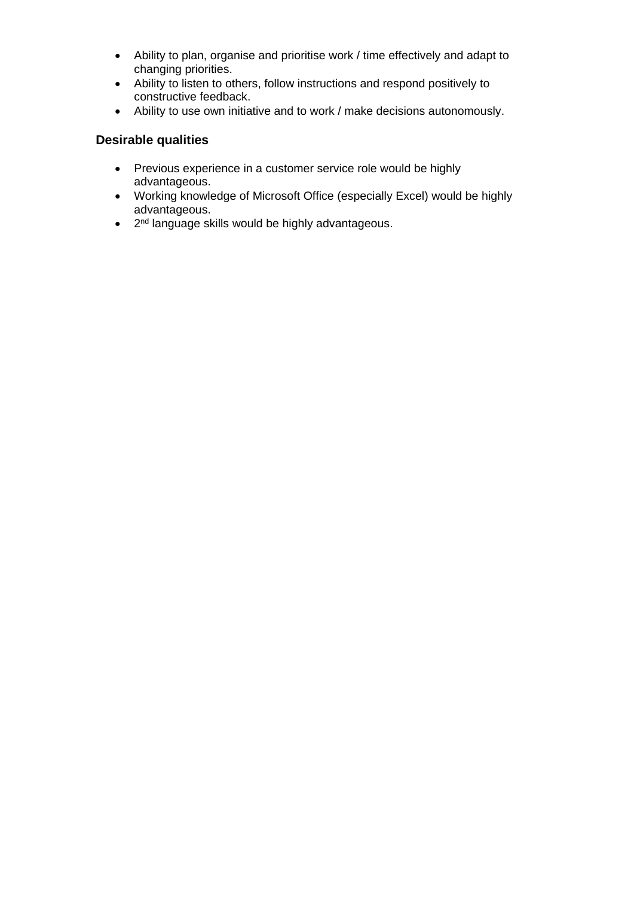- Ability to plan, organise and prioritise work / time effectively and adapt to changing priorities.
- Ability to listen to others, follow instructions and respond positively to constructive feedback.
- Ability to use own initiative and to work / make decisions autonomously.

### Desirable qualities

- Previous experience in a customer service role would be highly advantageous.
- Working knowledge of Microsoft Office (especially Excel) would be highly advantageous.
- 2nd language skills would be highly advantageous.